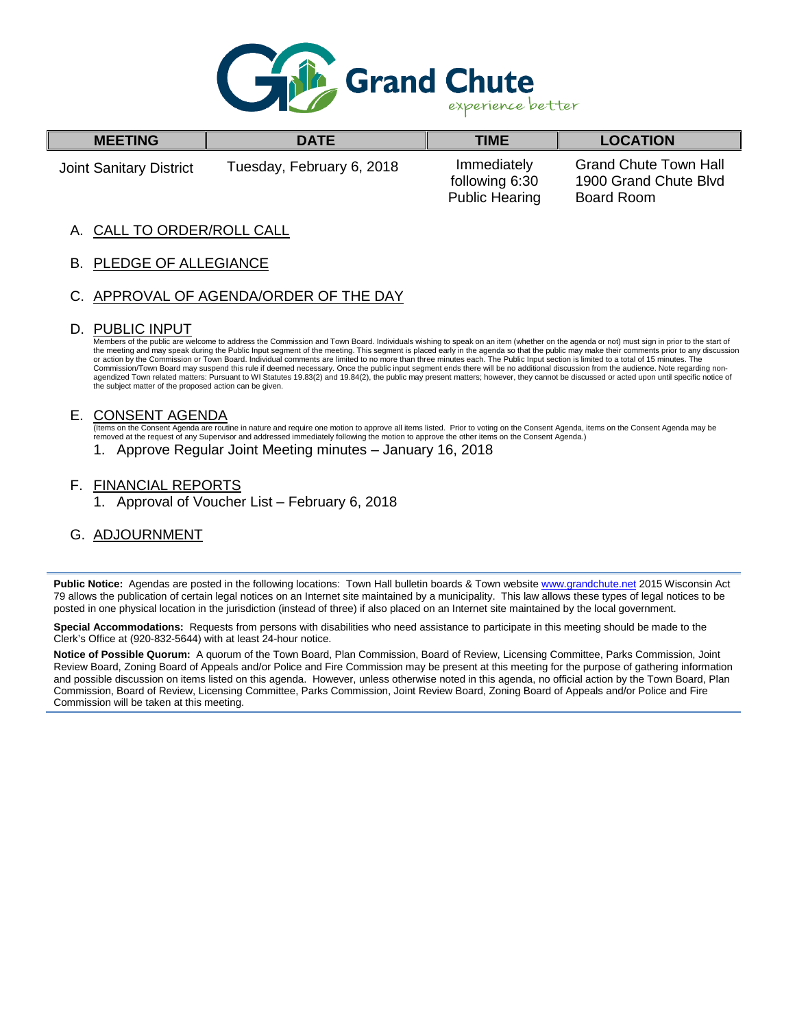# Grand Chute

*experience better*

| MEETING | DATE | TIME | LOCATION |
|---|---|---|---|
| Joint Sanitary District | Tuesday, February 6, 2018 | Immediately following 6:30 Public Hearing | Grand Chute Town Hall 1900 Grand Chute Blvd Board Room |

A. CALL TO ORDER/ROLL CALL

B. PLEDGE OF ALLEGIANCE

C. APPROVAL OF AGENDA/ORDER OF THE DAY

D. PUBLIC INPUT

Members of the public are welcome to address the Commission and Town Board. Individuals wishing to speak on an item (whether on the agenda or not) must sign in prior to the start of the meeting and may speak during the Public Input segment of the meeting. This segment is placed early in the agenda so that the public may make their comments prior to any discussion or action by the Commission or Town Board. Individual comments are limited to no more than three minutes each. The Public Input section is limited to a total of 15 minutes. The Commission/Town Board may suspend this rule if deemed necessary. Once the public input segment ends there will be no additional discussion from the audience. Note regarding non-agendized Town related matters: Pursuant to WI Statutes 19.83(2) and 19.84(2), the public may present matters; however, they cannot be discussed or acted upon until specific notice of the subject matter of the proposed action can be given.

E. CONSENT AGENDA

(Items on the Consent Agenda are routine in nature and require one motion to approve all items listed. Prior to voting on the Consent Agenda, items on the Consent Agenda may be removed at the request of any Supervisor and addressed immediately following the motion to approve the other items on the Consent Agenda.)

1. Approve Regular Joint Meeting minutes – January 16, 2018

F. FINANCIAL REPORTS

1. Approval of Voucher List – February 6, 2018

G. ADJOURNMENT

---

**Public Notice:** Agendas are posted in the following locations: Town Hall bulletin boards & Town website www.grandchute.net 2015 Wisconsin Act 79 allows the publication of certain legal notices on an Internet site maintained by a municipality. This law allows these types of legal notices to be posted in one physical location in the jurisdiction (instead of three) if also placed on an Internet site maintained by the local government.

**Special Accommodations:** Requests from persons with disabilities who need assistance to participate in this meeting should be made to the Clerk's Office at (920-832-5644) with at least 24-hour notice.

**Notice of Possible Quorum:** A quorum of the Town Board, Plan Commission, Board of Review, Licensing Committee, Parks Commission, Joint Review Board, Zoning Board of Appeals and/or Police and Fire Commission may be present at this meeting for the purpose of gathering information and possible discussion on items listed on this agenda. However, unless otherwise noted in this agenda, no official action by the Town Board, Plan Commission, Board of Review, Licensing Committee, Parks Commission, Joint Review Board, Zoning Board of Appeals and/or Police and Fire Commission will be taken at this meeting.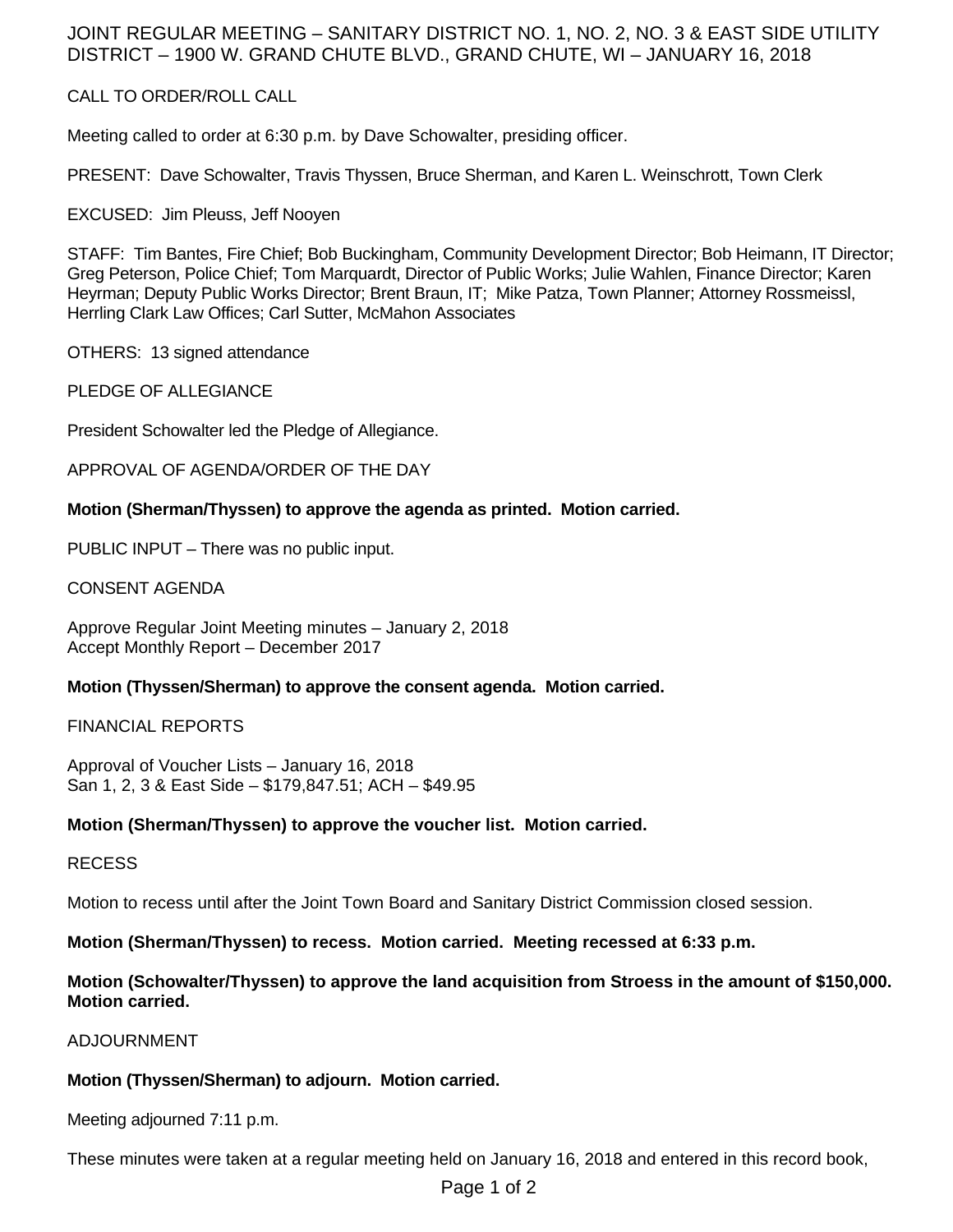JOINT REGULAR MEETING – SANITARY DISTRICT NO. 1, NO. 2, NO. 3 & EAST SIDE UTILITY DISTRICT – 1900 W. GRAND CHUTE BLVD., GRAND CHUTE, WI – JANUARY 16, 2018

CALL TO ORDER/ROLL CALL

Meeting called to order at 6:30 p.m. by Dave Schowalter, presiding officer.

PRESENT: Dave Schowalter, Travis Thyssen, Bruce Sherman, and Karen L. Weinschrott, Town Clerk

EXCUSED: Jim Pleuss, Jeff Nooyen

STAFF: Tim Bantes, Fire Chief; Bob Buckingham, Community Development Director; Bob Heimann, IT Director; Greg Peterson, Police Chief; Tom Marquardt, Director of Public Works; Julie Wahlen, Finance Director; Karen Heyrman; Deputy Public Works Director; Brent Braun, IT; Mike Patza, Town Planner; Attorney Rossmeissl, Herrling Clark Law Offices; Carl Sutter, McMahon Associates

OTHERS: 13 signed attendance

PLEDGE OF ALLEGIANCE

President Schowalter led the Pledge of Allegiance.

APPROVAL OF AGENDA/ORDER OF THE DAY

**Motion (Sherman/Thyssen) to approve the agenda as printed. Motion carried.**

PUBLIC INPUT – There was no public input.

CONSENT AGENDA

Approve Regular Joint Meeting minutes – January 2, 2018
Accept Monthly Report – December 2017

**Motion (Thyssen/Sherman) to approve the consent agenda. Motion carried.**

FINANCIAL REPORTS

Approval of Voucher Lists – January 16, 2018
San 1, 2, 3 & East Side – $179,847.51; ACH – $49.95

**Motion (Sherman/Thyssen) to approve the voucher list. Motion carried.**

RECESS

Motion to recess until after the Joint Town Board and Sanitary District Commission closed session.

**Motion (Sherman/Thyssen) to recess. Motion carried. Meeting recessed at 6:33 p.m.**

**Motion (Schowalter/Thyssen) to approve the land acquisition from Stroess in the amount of $150,000. Motion carried.**

ADJOURNMENT

**Motion (Thyssen/Sherman) to adjourn. Motion carried.**

Meeting adjourned 7:11 p.m.

These minutes were taken at a regular meeting held on January 16, 2018 and entered in this record book,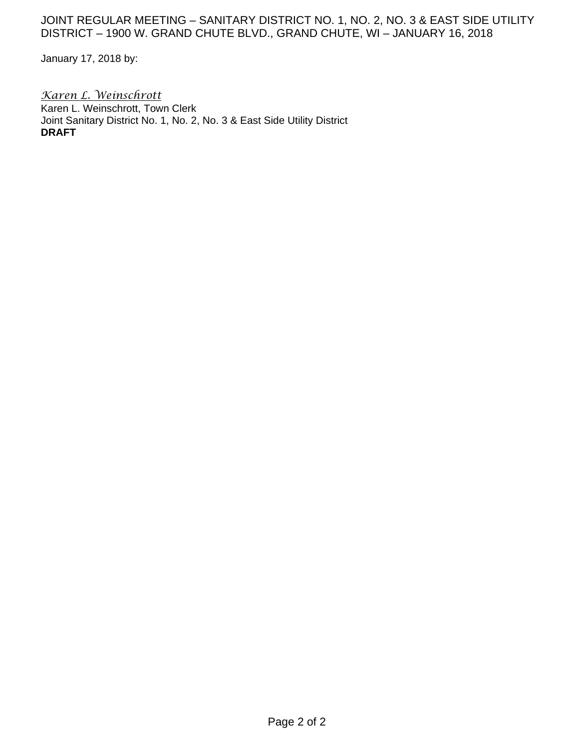January 17, 2018 by:

*Karen L. Weinschrott*
Karen L. Weinschrott, Town Clerk
Joint Sanitary District No. 1, No. 2, No. 3 & East Side Utility District
**DRAFT**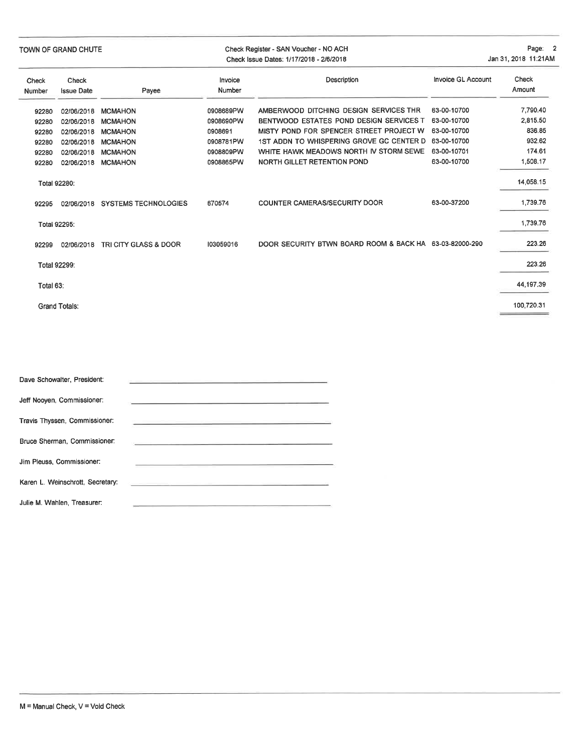TOWN OF GRAND CHUTE

Check Register - SAN Voucher - NO ACH
Check Issue Dates: 1/17/2018 - 2/6/2018

Jan 31, 2018 11:21AM

| Check Number | Check Issue Date | Payee | Invoice Number | Description | Invoice GL Account | Check Amount |
|---|---|---|---|---|---|---|
| 92280 | 02/06/2018 | MCMAHON | 0908689PW | AMBERWOOD DITCHING DESIGN SERVICES THR | 63-00-10700 | 7,790.40 |
| 92280 | 02/06/2018 | MCMAHON | 0908690PW | BENTWOOD ESTATES POND DESIGN SERVICES T | 63-00-10700 | 2,815.50 |
| 92280 | 02/06/2018 | MCMAHON | 0908691 | MISTY POND FOR SPENCER STREET PROJECT W | 63-00-10700 | 836.85 |
| 92280 | 02/06/2018 | MCMAHON | 0908781PW | 1ST ADDN TO WHISPERING GROVE GC CENTER D | 63-00-10700 | 932.62 |
| 92280 | 02/06/2018 | MCMAHON | 0908809PW | WHITE HAWK MEADOWS NORTH IV STORM SEWE | 63-00-10701 | 174.61 |
| 92280 | 02/06/2018 | MCMAHON | 0908865PW | NORTH GILLET RETENTION POND | 63-00-10700 | 1,508.17 |
| Total 92280: | | | | | | 14,058.15 |
| 92295 | 02/06/2018 | SYSTEMS TECHNOLOGIES | 670574 | COUNTER CAMERAS/SECURITY DOOR | 63-00-37200 | 1,739.76 |
| Total 92295: | | | | | | 1,739.76 |
| 92299 | 02/06/2018 | TRI CITY GLASS & DOOR | I03059016 | DOOR SECURITY BTWN BOARD ROOM & BACK HA | 63-03-82000-290 | 223.26 |
| Total 92299: | | | | | | 223.26 |
| Total 63: | | | | | | 44,197.39 |
| Grand Totals: | | | | | | 100,720.31 |

Dave Schowalter, President: ______________________

Jeff Nooyen, Commissioner: ______________________

Travis Thyssen, Commissioner: ______________________

Bruce Sherman, Commissioner: ______________________

Jim Pleuss, Commissioner: ______________________

Karen L. Weinschrott, Secretary: ______________________

Julie M. Wahlen, Treasurer: ______________________

M = Manual Check, V = Void Check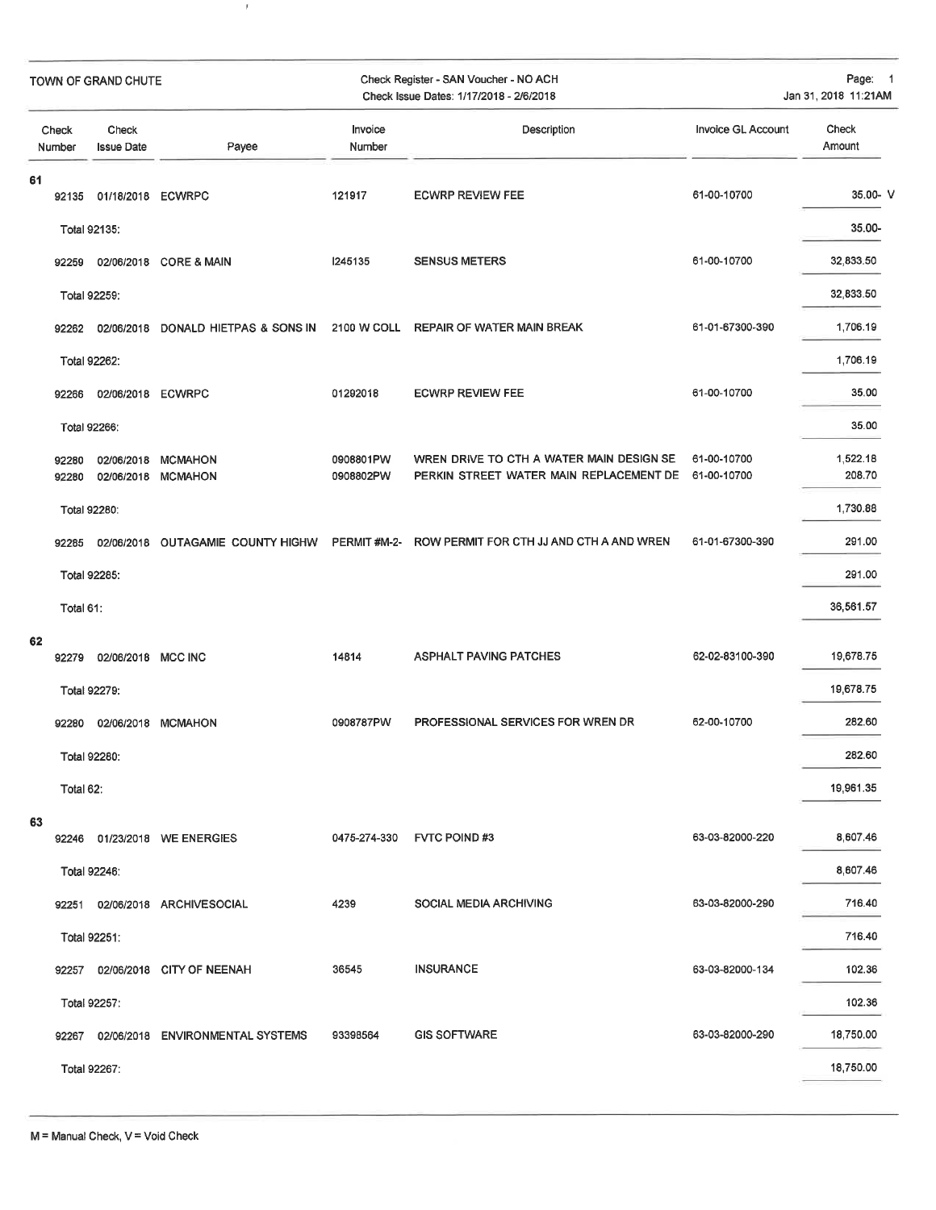TOWN OF GRAND CHUTE

Check Register - SAN Voucher - NO ACH
Check Issue Dates: 1/17/2018 - 2/6/2018

Jan 31, 2018 11:21AM

| Check Number | Check Issue Date | Payee | Invoice Number | Description | Invoice GL Account | Check Amount |
|---|---|---|---|---|---|---|
| **61** | | | | | | |
| 92135 | 01/18/2018 | ECWRPC | 121917 | ECWRP REVIEW FEE | 61-00-10700 | 35.00- V |
| Total 92135: | | | | | | 35.00- |
| 92259 | 02/06/2018 | CORE & MAIN | I245135 | SENSUS METERS | 61-00-10700 | 32,833.50 |
| Total 92259: | | | | | | 32,833.50 |
| 92262 | 02/06/2018 | DONALD HIETPAS & SONS IN | 2100 W COLL | REPAIR OF WATER MAIN BREAK | 61-01-67300-390 | 1,706.19 |
| Total 92262: | | | | | | 1,706.19 |
| 92266 | 02/06/2018 | ECWRPC | 01292018 | ECWRP REVIEW FEE | 61-00-10700 | 35.00 |
| Total 92266: | | | | | | 35.00 |
| 92280 | 02/06/2018 | MCMAHON | 0908801PW | WREN DRIVE TO CTH A WATER MAIN DESIGN SE | 61-00-10700 | 1,522.18 |
| 92280 | 02/06/2018 | MCMAHON | 0908802PW | PERKIN STREET WATER MAIN REPLACEMENT DE | 61-00-10700 | 208.70 |
| Total 92280: | | | | | | 1,730.88 |
| 92285 | 02/06/2018 | OUTAGAMIE COUNTY HIGHW | PERMIT #M-2- | ROW PERMIT FOR CTH JJ AND CTH A AND WREN | 61-01-67300-390 | 291.00 |
| Total 92285: | | | | | | 291.00 |
| Total 61: | | | | | | 36,561.57 |
| **62** | | | | | | |
| 92279 | 02/06/2018 | MCC INC | 14814 | ASPHALT PAVING PATCHES | 62-02-83100-390 | 19,678.75 |
| Total 92279: | | | | | | 19,678.75 |
| 92280 | 02/06/2018 | MCMAHON | 0908787PW | PROFESSIONAL SERVICES FOR WREN DR | 62-00-10700 | 282.60 |
| Total 92280: | | | | | | 282.60 |
| Total 62: | | | | | | 19,961.35 |
| **63** | | | | | | |
| 92246 | 01/23/2018 | WE ENERGIES | 0475-274-330 | FVTC POIND #3 | 63-03-82000-220 | 8,607.46 |
| Total 92246: | | | | | | 8,607.46 |
| 92251 | 02/06/2018 | ARCHIVESOCIAL | 4239 | SOCIAL MEDIA ARCHIVING | 63-03-82000-290 | 716.40 |
| Total 92251: | | | | | | 716.40 |
| 92257 | 02/06/2018 | CITY OF NEENAH | 36545 | INSURANCE | 63-03-82000-134 | 102.36 |
| Total 92257: | | | | | | 102.36 |
| 92267 | 02/06/2018 | ENVIRONMENTAL SYSTEMS | 93398564 | GIS SOFTWARE | 63-03-82000-290 | 18,750.00 |
| Total 92267: | | | | | | 18,750.00 |

M = Manual Check, V = Void Check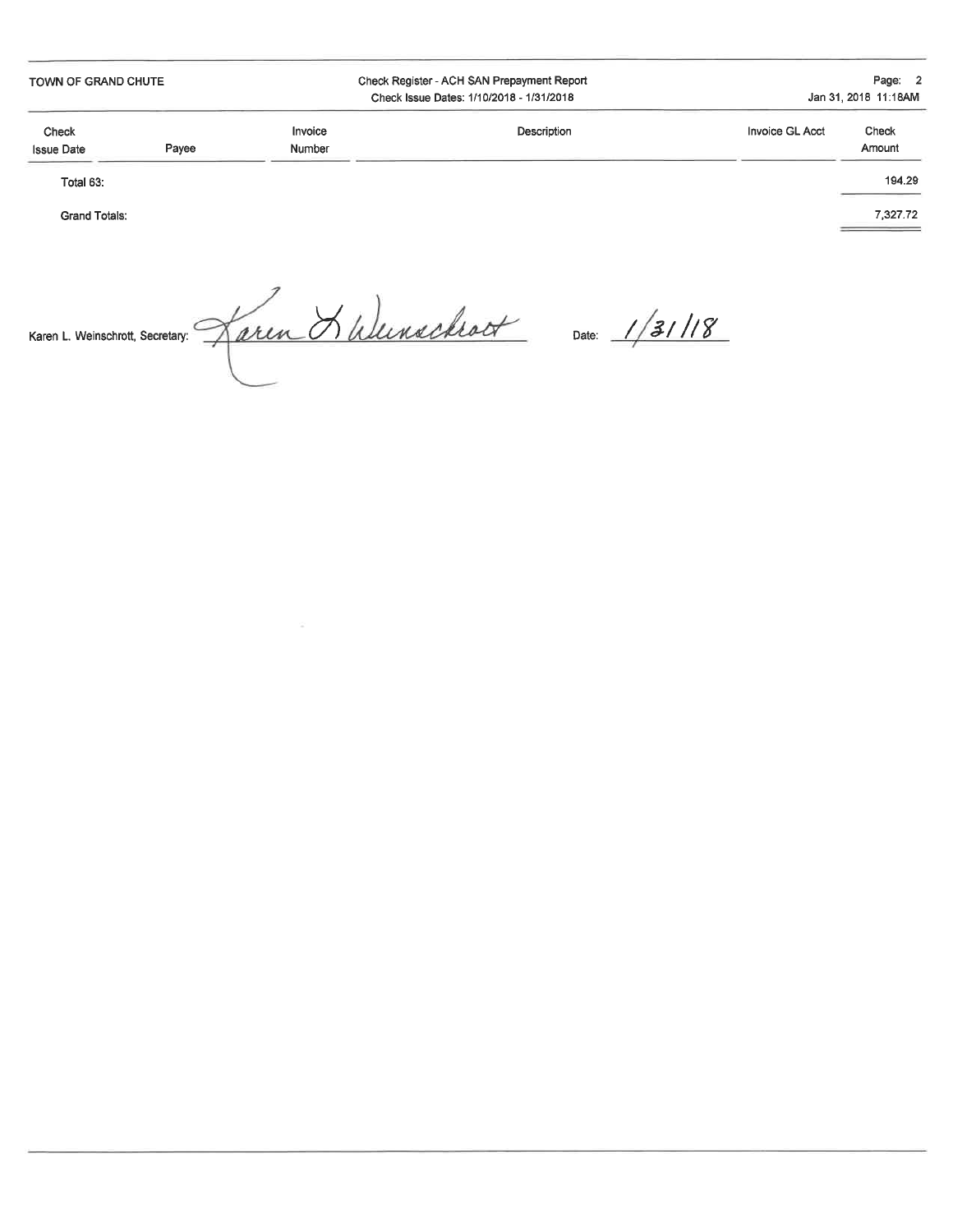TOWN OF GRAND CHUTE

Check Register - ACH SAN Prepayment Report
Check Issue Dates: 1/10/2018 - 1/31/2018

| Check Issue Date | Payee | Invoice Number | Description | Invoice GL Acct | Check Amount |
|---|---|---|---|---|---|
| Total 63: | | | | | 194.29 |
| Grand Totals: | | | | | 7,327.72 |

Karen L. Weinschrott, Secretary: Karen L Weinschrott Date: 1/31/18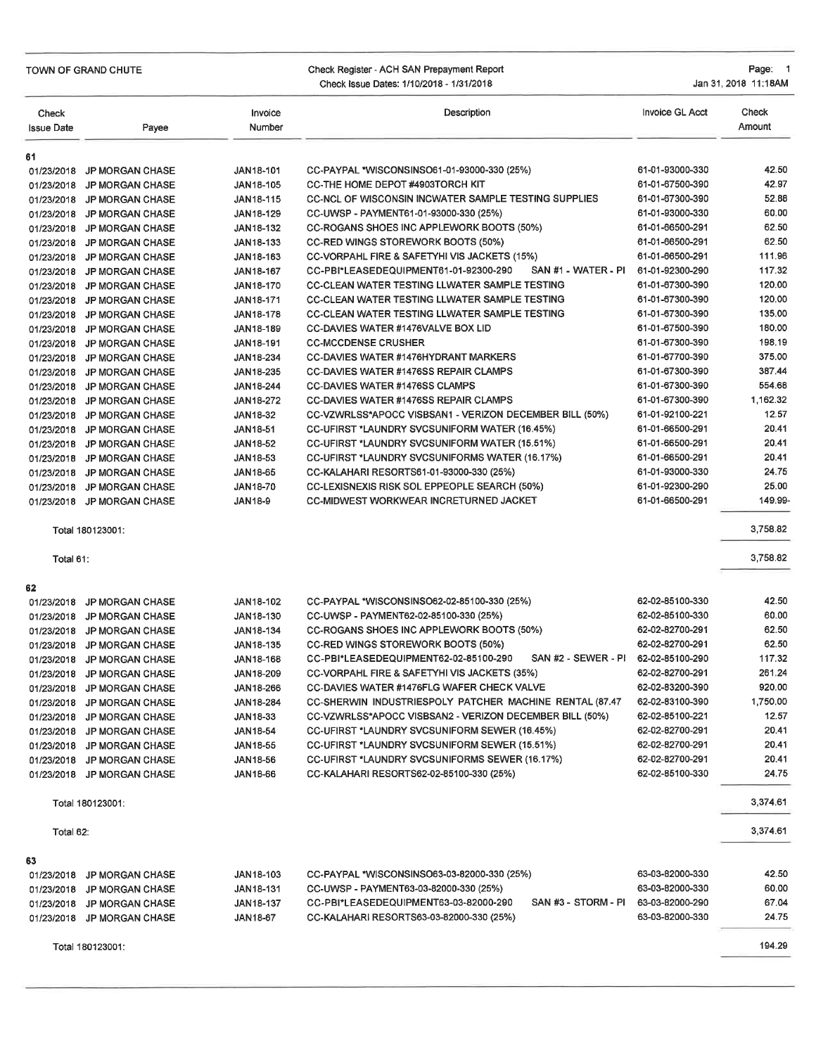TOWN OF GRAND CHUTE

Check Register - ACH SAN Prepayment Report
Check Issue Dates: 1/10/2018 - 1/31/2018

| Check Issue Date | Payee | Invoice Number | Description | Invoice GL Acct | Check Amount |
|---|---|---|---|---|---|
| **61** | | | | | |
| 01/23/2018 | JP MORGAN CHASE | JAN18-101 | CC-PAYPAL *WISCONSINSO61-01-93000-330 (25%) | 61-01-93000-330 | 42.50 |
| 01/23/2018 | JP MORGAN CHASE | JAN18-105 | CC-THE HOME DEPOT #4903TORCH KIT | 61-01-67500-390 | 42.97 |
| 01/23/2018 | JP MORGAN CHASE | JAN18-115 | CC-NCL OF WISCONSIN INCWATER SAMPLE TESTING SUPPLIES | 61-01-67300-390 | 52.86 |
| 01/23/2018 | JP MORGAN CHASE | JAN18-129 | CC-UWSP - PAYMENT61-01-93000-330 (25%) | 61-01-93000-330 | 60.00 |
| 01/23/2018 | JP MORGAN CHASE | JAN18-132 | CC-ROGANS SHOES INC APPLEWORK BOOTS (50%) | 61-01-66500-291 | 62.50 |
| 01/23/2018 | JP MORGAN CHASE | JAN18-133 | CC-RED WINGS STOREWORK BOOTS (50%) | 61-01-66500-291 | 62.50 |
| 01/23/2018 | JP MORGAN CHASE | JAN18-163 | CC-VORPAHL FIRE & SAFETYHI VIS JACKETS (15%) | 61-01-66500-291 | 111.96 |
| 01/23/2018 | JP MORGAN CHASE | JAN18-167 | CC-PBI*LEASEDEQUIPMENT61-01-92300-290 SAN #1 - WATER - PI | 61-01-92300-290 | 117.32 |
| 01/23/2018 | JP MORGAN CHASE | JAN18-170 | CC-CLEAN WATER TESTING LLWATER SAMPLE TESTING | 61-01-67300-390 | 120.00 |
| 01/23/2018 | JP MORGAN CHASE | JAN18-171 | CC-CLEAN WATER TESTING LLWATER SAMPLE TESTING | 61-01-67300-390 | 120.00 |
| 01/23/2018 | JP MORGAN CHASE | JAN18-178 | CC-CLEAN WATER TESTING LLWATER SAMPLE TESTING | 61-01-67300-390 | 135.00 |
| 01/23/2018 | JP MORGAN CHASE | JAN18-189 | CC-DAVIES WATER #1476VALVE BOX LID | 61-01-67500-390 | 180.00 |
| 01/23/2018 | JP MORGAN CHASE | JAN18-191 | CC-MCCDENSE CRUSHER | 61-01-67300-390 | 198.19 |
| 01/23/2018 | JP MORGAN CHASE | JAN18-234 | CC-DAVIES WATER #1476HYDRANT MARKERS | 61-01-67700-390 | 375.00 |
| 01/23/2018 | JP MORGAN CHASE | JAN18-235 | CC-DAVIES WATER #1476SS REPAIR CLAMPS | 61-01-67300-390 | 387.44 |
| 01/23/2018 | JP MORGAN CHASE | JAN18-244 | CC-DAVIES WATER #1476SS CLAMPS | 61-01-67300-390 | 554.66 |
| 01/23/2018 | JP MORGAN CHASE | JAN18-272 | CC-DAVIES WATER #1476SS REPAIR CLAMPS | 61-01-67300-390 | 1,162.32 |
| 01/23/2018 | JP MORGAN CHASE | JAN18-32 | CC-VZWRLSS*APOCC VISBSAN1 - VERIZON DECEMBER BILL (50%) | 61-01-92100-221 | 12.57 |
| 01/23/2018 | JP MORGAN CHASE | JAN18-51 | CC-UFIRST *LAUNDRY SVCSUNIFORM WATER (16.45%) | 61-01-66500-291 | 20.41 |
| 01/23/2018 | JP MORGAN CHASE | JAN18-52 | CC-UFIRST *LAUNDRY SVCSUNIFORM WATER (15.51%) | 61-01-66500-291 | 20.41 |
| 01/23/2018 | JP MORGAN CHASE | JAN18-53 | CC-UFIRST *LAUNDRY SVCSUNIFORMS WATER (16.17%) | 61-01-66500-291 | 20.41 |
| 01/23/2018 | JP MORGAN CHASE | JAN18-65 | CC-KALAHARI RESORTS61-01-93000-330 (25%) | 61-01-93000-330 | 24.75 |
| 01/23/2018 | JP MORGAN CHASE | JAN18-70 | CC-LEXISNEXIS RISK SOL EPPEOPLE SEARCH (50%) | 61-01-92300-290 | 25.00 |
| 01/23/2018 | JP MORGAN CHASE | JAN18-9 | CC-MIDWEST WORKWEAR INCRETURNED JACKET | 61-01-66500-291 | 149.99- |
| Total 180123001: | | | | | 3,758.82 |
| Total 61: | | | | | 3,758.82 |
| **62** | | | | | |
| 01/23/2018 | JP MORGAN CHASE | JAN18-102 | CC-PAYPAL *WISCONSINSO62-02-85100-330 (25%) | 62-02-85100-330 | 42.50 |
| 01/23/2018 | JP MORGAN CHASE | JAN18-130 | CC-UWSP - PAYMENT62-02-85100-330 (25%) | 62-02-85100-330 | 60.00 |
| 01/23/2018 | JP MORGAN CHASE | JAN18-134 | CC-ROGANS SHOES INC APPLEWORK BOOTS (50%) | 62-02-82700-291 | 62.50 |
| 01/23/2018 | JP MORGAN CHASE | JAN18-135 | CC-RED WINGS STOREWORK BOOTS (50%) | 62-02-82700-291 | 62.50 |
| 01/23/2018 | JP MORGAN CHASE | JAN18-168 | CC-PBI*LEASEDEQUIPMENT62-02-85100-290 SAN #2 - SEWER - PI | 62-02-85100-290 | 117.32 |
| 01/23/2018 | JP MORGAN CHASE | JAN18-209 | CC-VORPAHL FIRE & SAFETYHI VIS JACKETS (35%) | 62-02-82700-291 | 261.24 |
| 01/23/2018 | JP MORGAN CHASE | JAN18-266 | CC-DAVIES WATER #1476FLG WAFER CHECK VALVE | 62-02-83200-390 | 920.00 |
| 01/23/2018 | JP MORGAN CHASE | JAN18-284 | CC-SHERWIN INDUSTRIESPOLY PATCHER MACHINE RENTAL (87.47 | 62-02-83100-390 | 1,750.00 |
| 01/23/2018 | JP MORGAN CHASE | JAN18-33 | CC-VZWRLSS*APOCC VISBSAN2 - VERIZON DECEMBER BILL (50%) | 62-02-85100-221 | 12.57 |
| 01/23/2018 | JP MORGAN CHASE | JAN18-54 | CC-UFIRST *LAUNDRY SVCSUNIFORM SEWER (16.45%) | 62-02-82700-291 | 20.41 |
| 01/23/2018 | JP MORGAN CHASE | JAN18-55 | CC-UFIRST *LAUNDRY SVCSUNIFORM SEWER (15.51%) | 62-02-82700-291 | 20.41 |
| 01/23/2018 | JP MORGAN CHASE | JAN18-56 | CC-UFIRST *LAUNDRY SVCSUNIFORMS SEWER (16.17%) | 62-02-82700-291 | 20.41 |
| 01/23/2018 | JP MORGAN CHASE | JAN18-66 | CC-KALAHARI RESORTS62-02-85100-330 (25%) | 62-02-85100-330 | 24.75 |
| Total 180123001: | | | | | 3,374.61 |
| Total 62: | | | | | 3,374.61 |
| **63** | | | | | |
| 01/23/2018 | JP MORGAN CHASE | JAN18-103 | CC-PAYPAL *WISCONSINSO63-03-82000-330 (25%) | 63-03-82000-330 | 42.50 |
| 01/23/2018 | JP MORGAN CHASE | JAN18-131 | CC-UWSP - PAYMENT63-03-82000-330 (25%) | 63-03-82000-330 | 60.00 |
| 01/23/2018 | JP MORGAN CHASE | JAN18-137 | CC-PBI*LEASEDEQUIPMENT63-03-82000-290 SAN #3 - STORM - PI | 63-03-82000-290 | 67.04 |
| 01/23/2018 | JP MORGAN CHASE | JAN18-67 | CC-KALAHARI RESORTS63-03-82000-330 (25%) | 63-03-82000-330 | 24.75 |
| Total 180123001: | | | | | 194.29 |